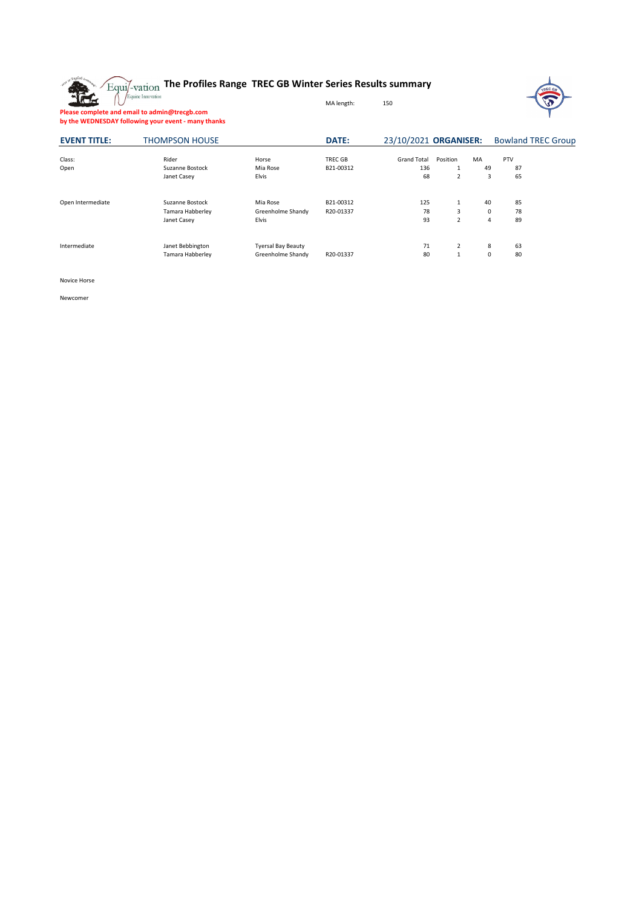# The Profiles Range TREC GB Winter Series Results summary

MA length: 150

**Please complete and email to admin@trecgb.com**
**by the WEDNESDAY following your event - many thanks**

| **EVENT TITLE:** | THOMPSON HOUSE | **DATE:** | 23/10/2021 | **ORGANISER:** | Bowland TREC Group |
|---|---|---|---|---|---|

| Class: | Rider | Horse | TREC GB | Grand Total | Position | MA | PTV |
|---|---|---|---|---|---|---|---|
| Open | Suzanne Bostock | Mia Rose | B21-00312 | 136 | 1 | 49 | 87 |
| | Janet Casey | Elvis | | 68 | 2 | 3 | 65 |
| Open Intermediate | Suzanne Bostock | Mia Rose | B21-00312 | 125 | 1 | 40 | 85 |
| | Tamara Habberley | Greenholme Shandy | R20-01337 | 78 | 3 | 0 | 78 |
| | Janet Casey | Elvis | | 93 | 2 | 4 | 89 |
| Intermediate | Janet Bebbington | Tyrsal Bay Beauty | | 71 | 2 | 8 | 63 |
| | Tamara Habberley | Greenholme Shandy | R20-01337 | 80 | 1 | 0 | 80 |
| Novice Horse | | | | | | | |
| Newcomer | | | | | | | |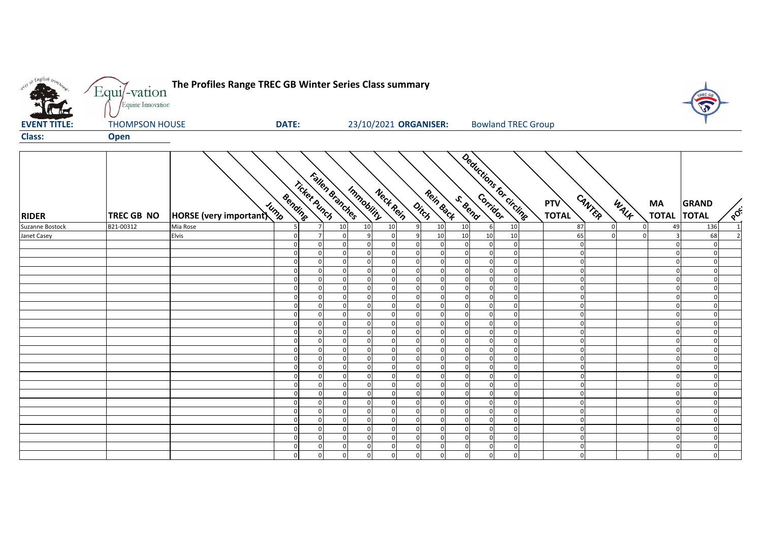**The Profiles Range TREC GB Winter Series Class summary**

**EVENT TITLE:** THOMPSON HOUSE **DATE:** 23/10/2021 **ORGANISER:** Bowland TREC Group

**Class:** Open

| RIDER | TREC GB NO | HORSE (very important) | Jump | Bending | Ticket Punch | Fallen Branches | Immobility | Neck Rein | Ditch | Rein Back | S-Bend | Corridor | Deductions for circling | PTV TOTAL | CANTER | WALK | MA TOTAL | GRAND TOTAL | POS |
|---|---|---|---|---|---|---|---|---|---|---|---|---|---|---|---|---|---|---|---|
| Suzanne Bostock | B21-00312 | Mia Rose | 5 | 7 | 10 | 10 | 10 | 9 | 10 | 10 | 6 | 10 | | 87 | 0 | 0 | 49 | 136 | 1 |
| Janet Casey | | Elvis | 0 | 7 | 0 | 9 | 0 | 9 | 10 | 10 | 10 | 10 | | 65 | 0 | 0 | 3 | 68 | 2 |
| | | | 0 | 0 | 0 | 0 | 0 | 0 | 0 | 0 | 0 | 0 | | 0 | | | 0 | 0 | |
| | | | 0 | 0 | 0 | 0 | 0 | 0 | 0 | 0 | 0 | 0 | | 0 | | | 0 | 0 | |
| | | | 0 | 0 | 0 | 0 | 0 | 0 | 0 | 0 | 0 | 0 | | 0 | | | 0 | 0 | |
| | | | 0 | 0 | 0 | 0 | 0 | 0 | 0 | 0 | 0 | 0 | | 0 | | | 0 | 0 | |
| | | | 0 | 0 | 0 | 0 | 0 | 0 | 0 | 0 | 0 | 0 | | 0 | | | 0 | 0 | |
| | | | 0 | 0 | 0 | 0 | 0 | 0 | 0 | 0 | 0 | 0 | | 0 | | | 0 | 0 | |
| | | | 0 | 0 | 0 | 0 | 0 | 0 | 0 | 0 | 0 | 0 | | 0 | | | 0 | 0 | |
| | | | 0 | 0 | 0 | 0 | 0 | 0 | 0 | 0 | 0 | 0 | | 0 | | | 0 | 0 | |
| | | | 0 | 0 | 0 | 0 | 0 | 0 | 0 | 0 | 0 | 0 | | 0 | | | 0 | 0 | |
| | | | 0 | 0 | 0 | 0 | 0 | 0 | 0 | 0 | 0 | 0 | | 0 | | | 0 | 0 | |
| | | | 0 | 0 | 0 | 0 | 0 | 0 | 0 | 0 | 0 | 0 | | 0 | | | 0 | 0 | |
| | | | 0 | 0 | 0 | 0 | 0 | 0 | 0 | 0 | 0 | 0 | | 0 | | | 0 | 0 | |
| | | | 0 | 0 | 0 | 0 | 0 | 0 | 0 | 0 | 0 | 0 | | 0 | | | 0 | 0 | |
| | | | 0 | 0 | 0 | 0 | 0 | 0 | 0 | 0 | 0 | 0 | | 0 | | | 0 | 0 | |
| | | | 0 | 0 | 0 | 0 | 0 | 0 | 0 | 0 | 0 | 0 | | 0 | | | 0 | 0 | |
| | | | 0 | 0 | 0 | 0 | 0 | 0 | 0 | 0 | 0 | 0 | | 0 | | | 0 | 0 | |
| | | | 0 | 0 | 0 | 0 | 0 | 0 | 0 | 0 | 0 | 0 | | 0 | | | 0 | 0 | |
| | | | 0 | 0 | 0 | 0 | 0 | 0 | 0 | 0 | 0 | 0 | | 0 | | | 0 | 0 | |
| | | | 0 | 0 | 0 | 0 | 0 | 0 | 0 | 0 | 0 | 0 | | 0 | | | 0 | 0 | |
| | | | 0 | 0 | 0 | 0 | 0 | 0 | 0 | 0 | 0 | 0 | | 0 | | | 0 | 0 | |
| | | | 0 | 0 | 0 | 0 | 0 | 0 | 0 | 0 | 0 | 0 | | 0 | | | 0 | 0 | |
| | | | 0 | 0 | 0 | 0 | 0 | 0 | 0 | 0 | 0 | 0 | | 0 | | | 0 | 0 | |
| | | | 0 | 0 | 0 | 0 | 0 | 0 | 0 | 0 | 0 | 0 | | 0 | | | 0 | 0 | |
| | | | 0 | 0 | 0 | 0 | 0 | 0 | 0 | 0 | 0 | 0 | | 0 | | | 0 | 0 | |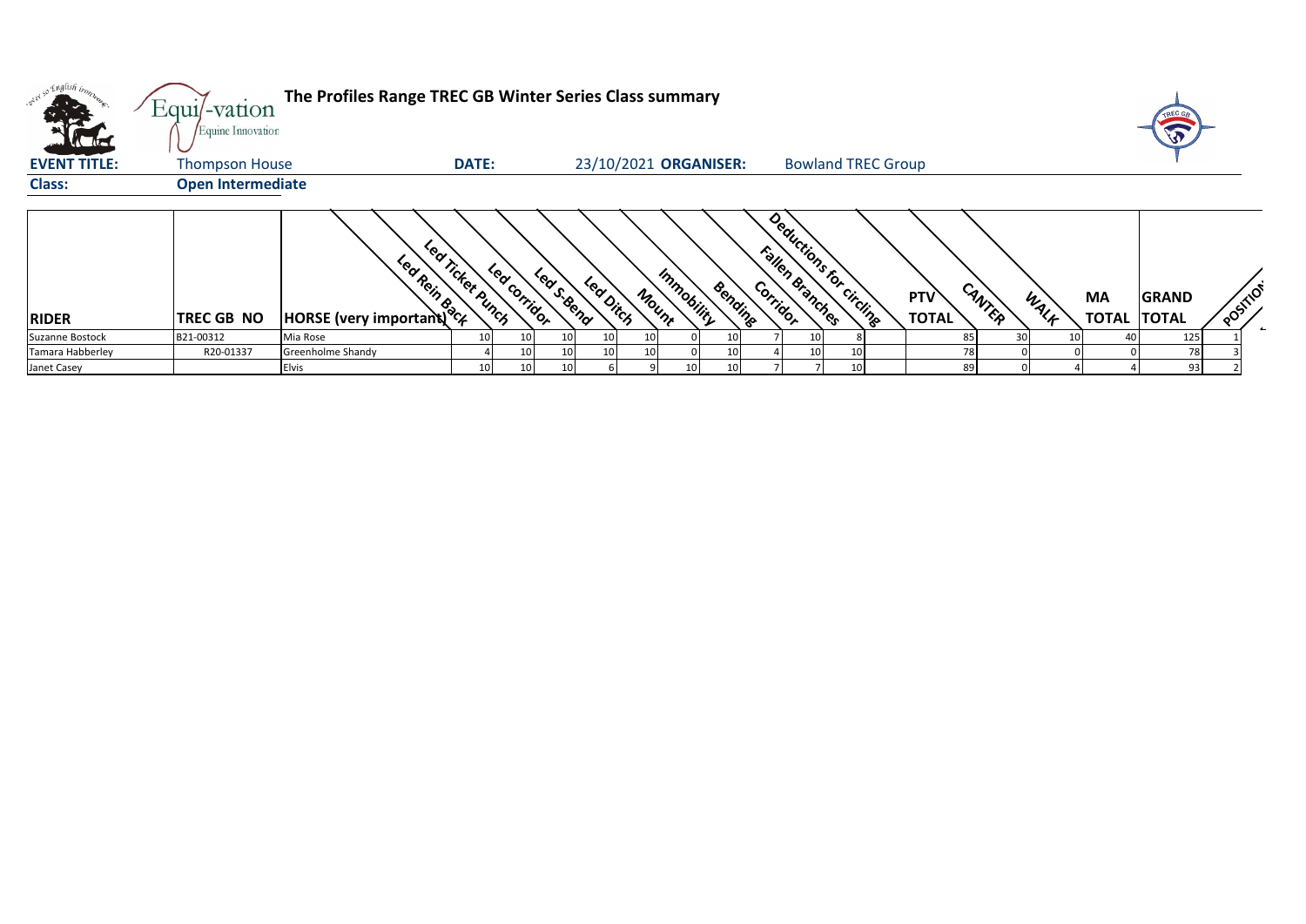# The Profiles Range TREC GB Winter Series Class summary

**EVENT TITLE:** Thompson House  **DATE:** 23/10/2021 **ORGANISER:** Bowland TREC Group

**Class:** Open Intermediate

| RIDER | TREC GB NO | HORSE (very important) | Led Rein Back | Led Ticket Punch | Led corridor | Led S-Bend | Led Ditch | Mount | Immobility | Bending | Corridor | Fallen Branches | Deductions for circling | PTV TOTAL | CANTER | WALK | MA TOTAL | GRAND TOTAL | POSITION |
|---|---|---|---|---|---|---|---|---|---|---|---|---|---|---|---|---|---|---|---|
| Suzanne Bostock | B21-00312 | Mia Rose | 10 | 10 | 10 | 10 | 10 | 0 | 10 | 7 | 10 | 8 | | 85 | 30 | 10 | 40 | 125 | 1 |
| Tamara Habberley | R20-01337 | Greenholme Shandy | 4 | 10 | 10 | 10 | 10 | 0 | 10 | 4 | 10 | 10 | | 78 | 0 | 0 | 0 | 78 | 3 |
| Janet Casey | | Elvis | 10 | 10 | 10 | 6 | 9 | 10 | 10 | 7 | 7 | 10 | | 89 | 0 | 4 | 4 | 93 | 2 |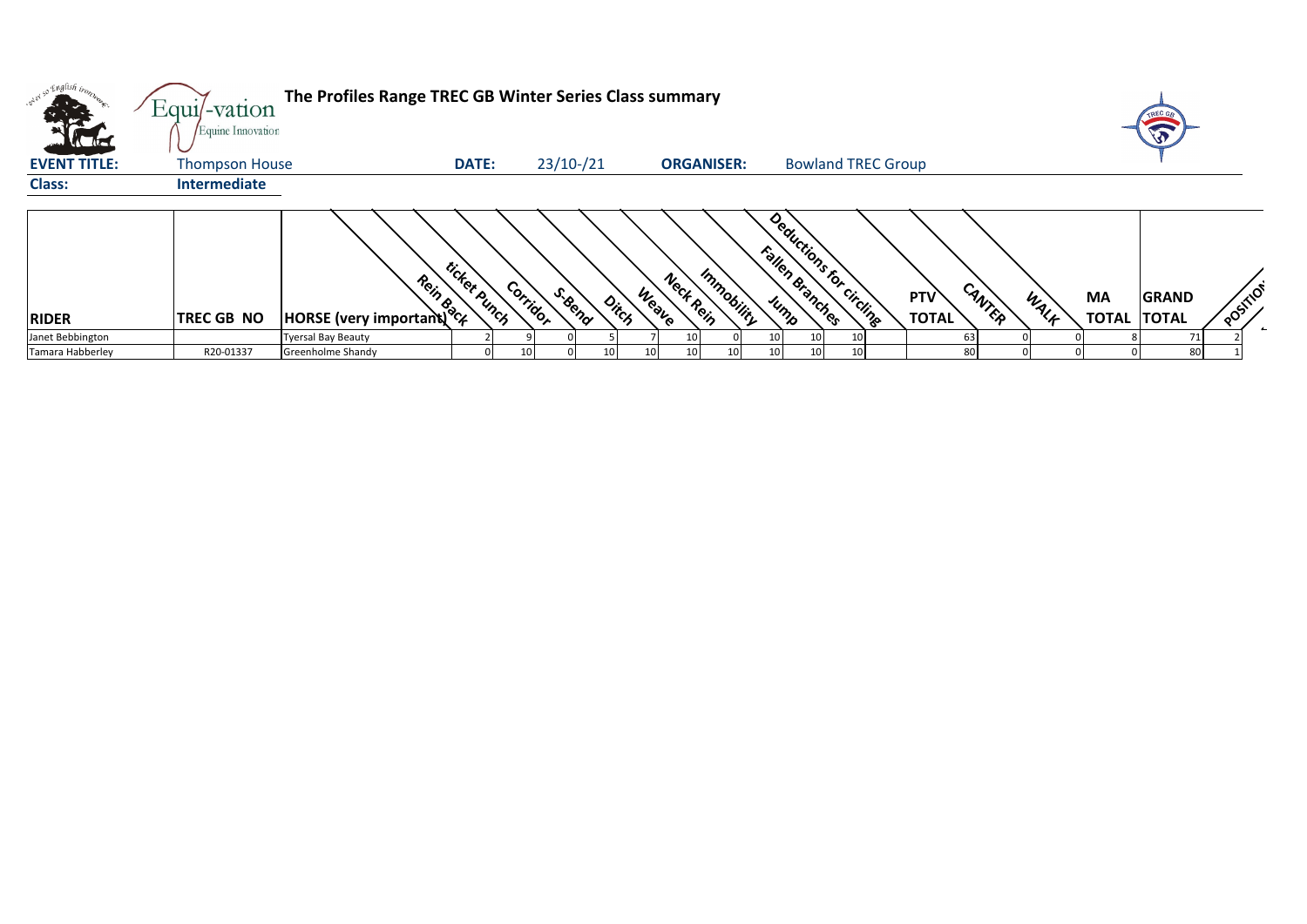# The Profiles Range TREC GB Winter Series Class summary

Equi-vation Equine Innovation

**EVENT TITLE:** Thompson House **DATE:** 23/10-/21 **ORGANISER:** Bowland TREC Group

**Class:** **Intermediate**

| RIDER | TREC GB NO | HORSE (very important) | Rein Back | ticket Punch | Corridor | S-Bend | Ditch | Weave | Neck Rein | Immobility | Jump | Fallen Branches | Deductions for circling | PTV TOTAL | CANTER | WALK | MA TOTAL | GRAND TOTAL | POSITION |
|---|---|---|---|---|---|---|---|---|---|---|---|---|---|---|---|---|---|---|---|
| Janet Bebbington | | Tyersal Bay Beauty | 2 | 9 | 0 | 5 | 7 | 10 | 0 | 10 | 10 | 10 | | 63 | 0 | 0 | 8 | 71 | 2 |
| Tamara Habberley | R20-01337 | Greenholme Shandy | 0 | 10 | 0 | 10 | 10 | 10 | 10 | 10 | 10 | 10 | | 80 | 0 | 0 | 0 | 80 | 1 |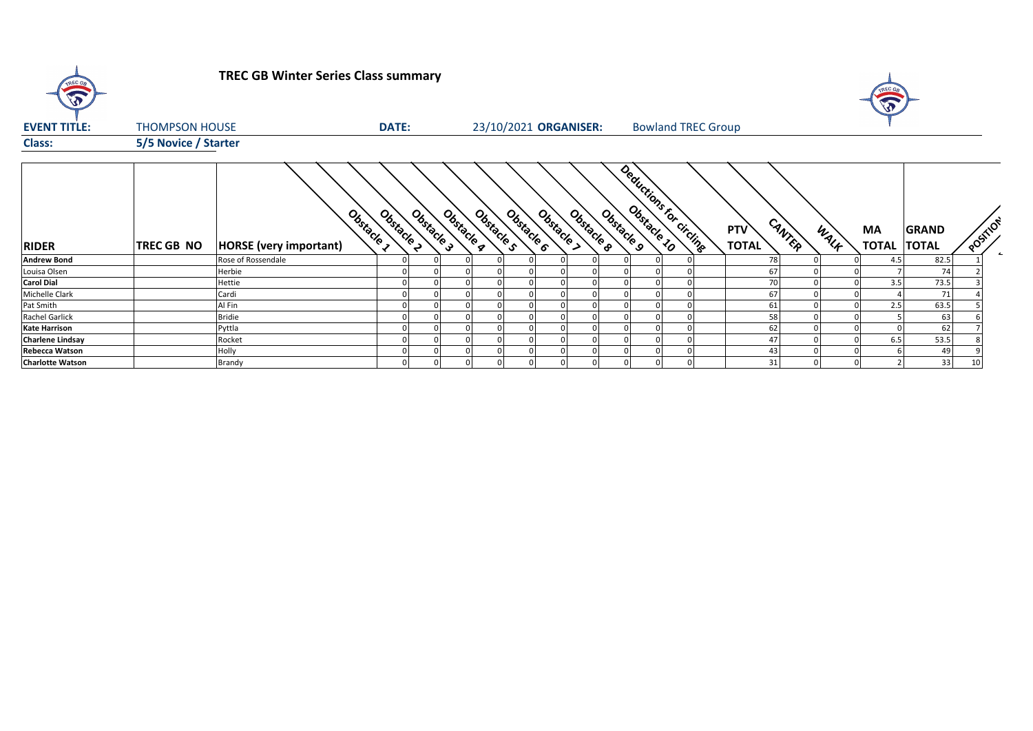# TREC GB Winter Series Class summary

**EVENT TITLE:** THOMPSON HOUSE **DATE:** 23/10/2021 **ORGANISER:** Bowland TREC Group

**Class:** 5/5 Novice / Starter

| RIDER | TREC GB NO | HORSE (very important) | Obstacle 1 | Obstacle 2 | Obstacle 3 | Obstacle 4 | Obstacle 5 | Obstacle 6 | Obstacle 7 | Obstacle 8 | Obstacle 9 | Obstacle 10 | Deductions for circling | PTV TOTAL | CANTER | WALK | MA TOTAL | GRAND TOTAL | POSITION |
|---|---|---|---|---|---|---|---|---|---|---|---|---|---|---|---|---|---|---|---|
| **Andrew Bond** | | Rose of Rossendale | 0 | 0 | 0 | 0 | 0 | 0 | 0 | 0 | 0 | 0 | | 78 | 0 | 0 | 4.5 | 82.5 | 1 |
| Louisa Olsen | | Herbie | 0 | 0 | 0 | 0 | 0 | 0 | 0 | 0 | 0 | 0 | | 67 | 0 | 0 | 7 | 74 | 2 |
| **Carol Dial** | | Hettie | 0 | 0 | 0 | 0 | 0 | 0 | 0 | 0 | 0 | 0 | | 70 | 0 | 0 | 3.5 | 73.5 | 3 |
| Michelle Clark | | Cardi | 0 | 0 | 0 | 0 | 0 | 0 | 0 | 0 | 0 | 0 | | 67 | 0 | 0 | 4 | 71 | 4 |
| Pat Smith | | Al Fin | 0 | 0 | 0 | 0 | 0 | 0 | 0 | 0 | 0 | 0 | | 61 | 0 | 0 | 2.5 | 63.5 | 5 |
| Rachel Garlick | | Bridie | 0 | 0 | 0 | 0 | 0 | 0 | 0 | 0 | 0 | 0 | | 58 | 0 | 0 | 5 | 63 | 6 |
| **Kate Harrison** | | Pyttla | 0 | 0 | 0 | 0 | 0 | 0 | 0 | 0 | 0 | 0 | | 62 | 0 | 0 | 0 | 62 | 7 |
| **Charlene Lindsay** | | Rocket | 0 | 0 | 0 | 0 | 0 | 0 | 0 | 0 | 0 | 0 | | 47 | 0 | 0 | 6.5 | 53.5 | 8 |
| **Rebecca Watson** | | Holly | 0 | 0 | 0 | 0 | 0 | 0 | 0 | 0 | 0 | 0 | | 43 | 0 | 0 | 6 | 49 | 9 |
| **Charlotte Watson** | | Brandy | 0 | 0 | 0 | 0 | 0 | 0 | 0 | 0 | 0 | 0 | | 31 | 0 | 0 | 2 | 33 | 10 |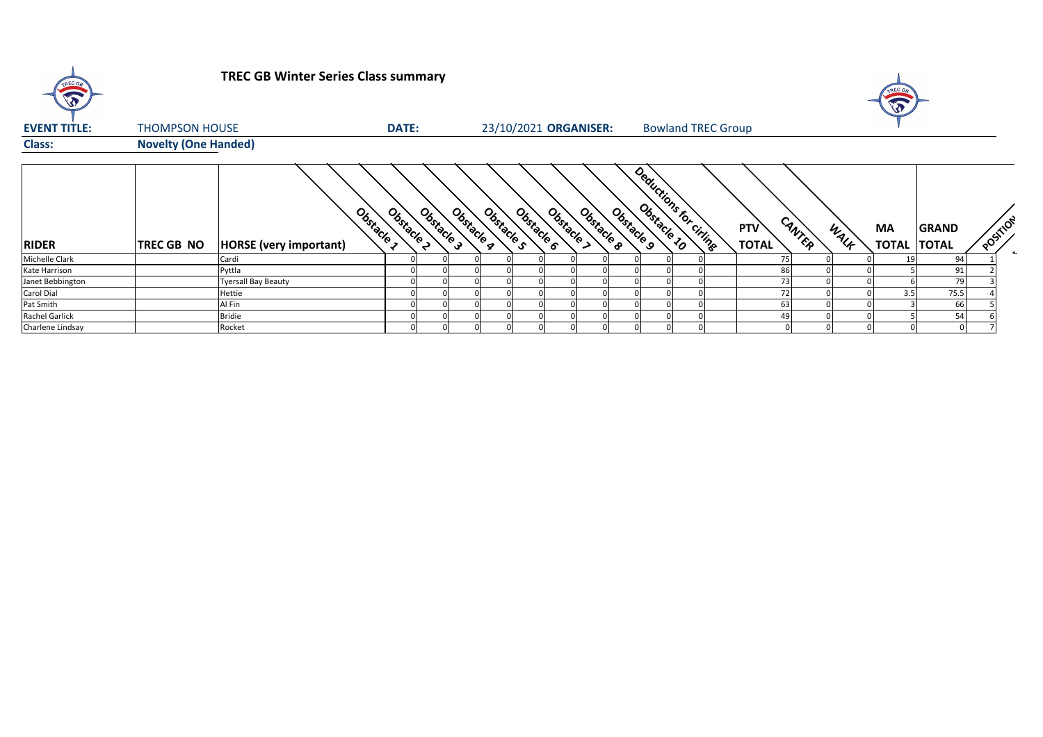# TREC GB Winter Series Class summary

**EVENT TITLE:** THOMPSON HOUSE **DATE:** 23/10/2021 **ORGANISER:** Bowland TREC Group

**Class:** **Novelty (One Handed)**

| RIDER | TREC GB NO | HORSE (very important) | Obstacle 1 | Obstacle 2 | Obstacle 3 | Obstacle 4 | Obstacle 5 | Obstacle 6 | Obstacle 7 | Obstacle 8 | Obstacle 9 | Obstacle 10 | Deductions for circling | PTV TOTAL | CANTER | WALK | MA TOTAL | GRAND TOTAL | POSITION |
|---|---|---|---|---|---|---|---|---|---|---|---|---|---|---|---|---|---|---|---|
| Michelle Clark | | Cardi | 0 | 0 | 0 | 0 | 0 | 0 | 0 | 0 | 0 | 0 | | 75 | 0 | 0 | 19 | 94 | 1 |
| Kate Harrison | | Pyttla | 0 | 0 | 0 | 0 | 0 | 0 | 0 | 0 | 0 | 0 | | 86 | 0 | 0 | 5 | 91 | 2 |
| Janet Bebbington | | Tyersall Bay Beauty | 0 | 0 | 0 | 0 | 0 | 0 | 0 | 0 | 0 | 0 | | 73 | 0 | 0 | 6 | 79 | 3 |
| Carol Dial | | Hettie | 0 | 0 | 0 | 0 | 0 | 0 | 0 | 0 | 0 | 0 | | 72 | 0 | 0 | 3.5 | 75.5 | 4 |
| Pat Smith | | Al Fin | 0 | 0 | 0 | 0 | 0 | 0 | 0 | 0 | 0 | 0 | | 63 | 0 | 0 | 3 | 66 | 5 |
| Rachel Garlick | | Bridie | 0 | 0 | 0 | 0 | 0 | 0 | 0 | 0 | 0 | 0 | | 49 | 0 | 0 | 5 | 54 | 6 |
| Charlene Lindsay | | Rocket | 0 | 0 | 0 | 0 | 0 | 0 | 0 | 0 | 0 | 0 | | 0 | 0 | 0 | 0 | 0 | 7 |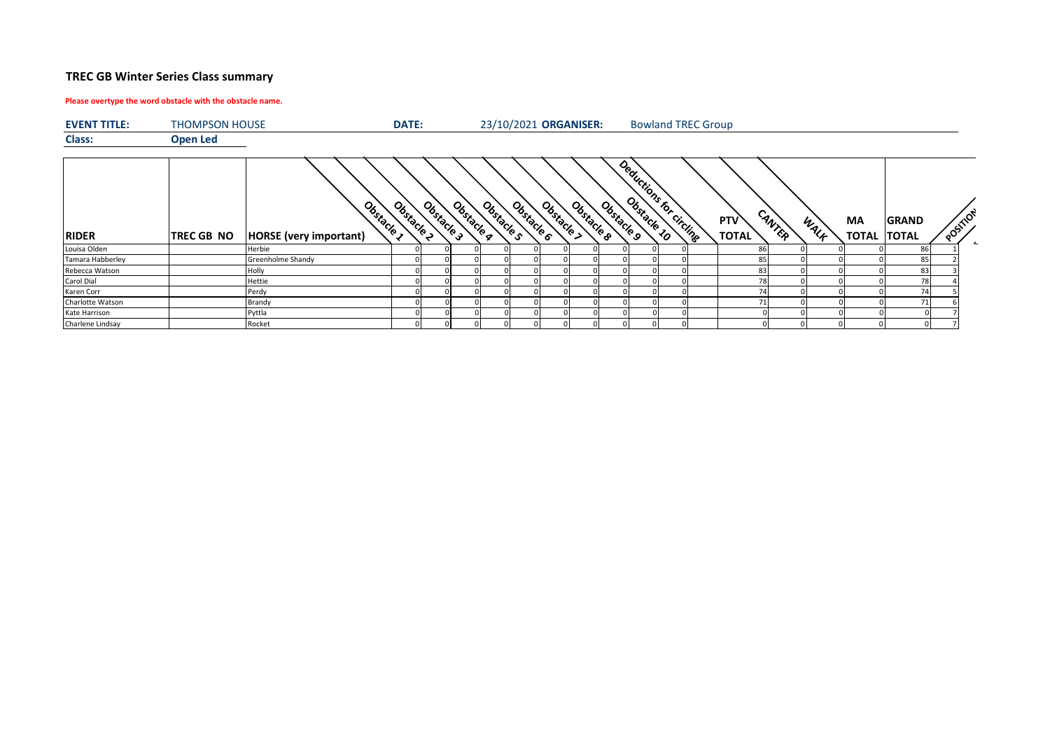## TREC GB Winter Series Class summary

**Please overtype the word obstacle with the obstacle name.**

**EVENT TITLE:** THOMPSON HOUSE **DATE:** 23/10/2021 **ORGANISER:** Bowland TREC Group

**Class:** **Open Led**

| RIDER | TREC GB NO | HORSE (very important) | Obstacle 1 | Obstacle 2 | Obstacle 3 | Obstacle 4 | Obstacle 5 | Obstacle 6 | Obstacle 7 | Obstacle 8 | Obstacle 9 | Obstacle 10 | Deductions for circling | PTV TOTAL | CANTER | WALK | MA TOTAL | GRAND TOTAL | POSITION |
|---|---|---|---|---|---|---|---|---|---|---|---|---|---|---|---|---|---|---|---|
| Louisa Olden | | Herbie | 0 | 0 | 0 | 0 | 0 | 0 | 0 | 0 | 0 | 0 | | 86 | 0 | 0 | 0 | 86 | 1 |
| Tamara Habberley | | Greenholme Shandy | 0 | 0 | 0 | 0 | 0 | 0 | 0 | 0 | 0 | 0 | | 85 | 0 | 0 | 0 | 85 | 2 |
| Rebecca Watson | | Holly | 0 | 0 | 0 | 0 | 0 | 0 | 0 | 0 | 0 | 0 | | 83 | 0 | 0 | 0 | 83 | 3 |
| Carol Dial | | Hettie | 0 | 0 | 0 | 0 | 0 | 0 | 0 | 0 | 0 | 0 | | 78 | 0 | 0 | 0 | 78 | 4 |
| Karen Corr | | Perdy | 0 | 0 | 0 | 0 | 0 | 0 | 0 | 0 | 0 | 0 | | 74 | 0 | 0 | 0 | 74 | 5 |
| Charlotte Watson | | Brandy | 0 | 0 | 0 | 0 | 0 | 0 | 0 | 0 | 0 | 0 | | 71 | 0 | 0 | 0 | 71 | 6 |
| Kate Harrison | | Pyttla | 0 | 0 | 0 | 0 | 0 | 0 | 0 | 0 | 0 | 0 | | 0 | 0 | 0 | 0 | 0 | 7 |
| Charlene Lindsay | | Rocket | 0 | 0 | 0 | 0 | 0 | 0 | 0 | 0 | 0 | 0 | | 0 | 0 | 0 | 0 | 0 | 7 |